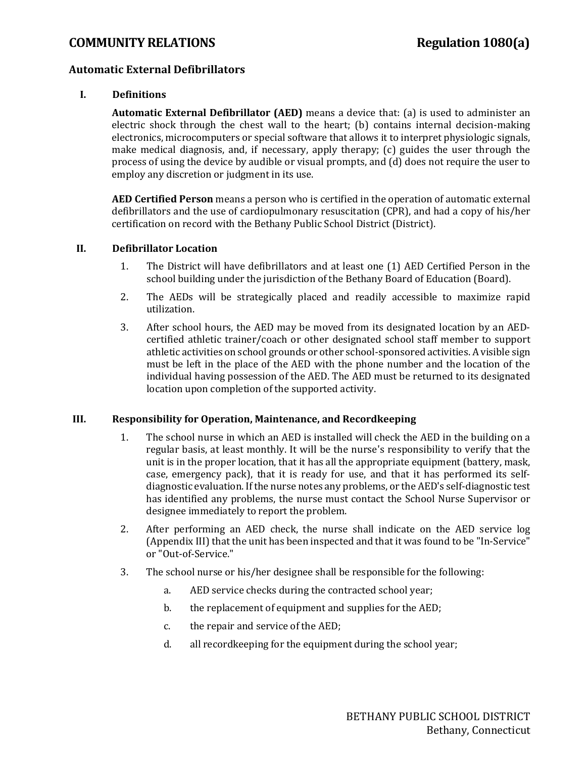# COMMUNITY RELATIONS Regulation 1080(a)

## Automatic External Defibrillators

### I. Definitions

**Automatic External Defibrillator (AED)** means a device that: (a) is used to administer an electric shock through the chest wall to the heart; (b) contains internal decision-making electronics, microcomputers or special software that allows it to interpret physiologic signals, make medical diagnosis, and, if necessary, apply therapy; (c) guides the user through the process of using the device by audible or visual prompts, and (d) does not require the user to employ any discretion or judgment in its use.

**AED Certified Person** means a person who is certified in the operation of automatic external defibrillators and the use of cardiopulmonary resuscitation (CPR), and had a copy of his/her certification on record with the Bethany Public School District (District).

### II. Defibrillator Location

1. The District will have defibrillators and at least one (1) AED Certified Person in the school building under the jurisdiction of the Bethany Board of Education (Board).
2. The AEDs will be strategically placed and readily accessible to maximize rapid utilization.
3. After school hours, the AED may be moved from its designated location by an AED-certified athletic trainer/coach or other designated school staff member to support athletic activities on school grounds or other school-sponsored activities. A visible sign must be left in the place of the AED with the phone number and the location of the individual having possession of the AED. The AED must be returned to its designated location upon completion of the supported activity.

### III. Responsibility for Operation, Maintenance, and Recordkeeping

1. The school nurse in which an AED is installed will check the AED in the building on a regular basis, at least monthly. It will be the nurse's responsibility to verify that the unit is in the proper location, that it has all the appropriate equipment (battery, mask, case, emergency pack), that it is ready for use, and that it has performed its self-diagnostic evaluation. If the nurse notes any problems, or the AED's self-diagnostic test has identified any problems, the nurse must contact the School Nurse Supervisor or designee immediately to report the problem.
2. After performing an AED check, the nurse shall indicate on the AED service log (Appendix III) that the unit has been inspected and that it was found to be "In-Service" or "Out-of-Service."
3. The school nurse or his/her designee shall be responsible for the following:
    a. AED service checks during the contracted school year;
    b. the replacement of equipment and supplies for the AED;
    c. the repair and service of the AED;
    d. all recordkeeping for the equipment during the school year;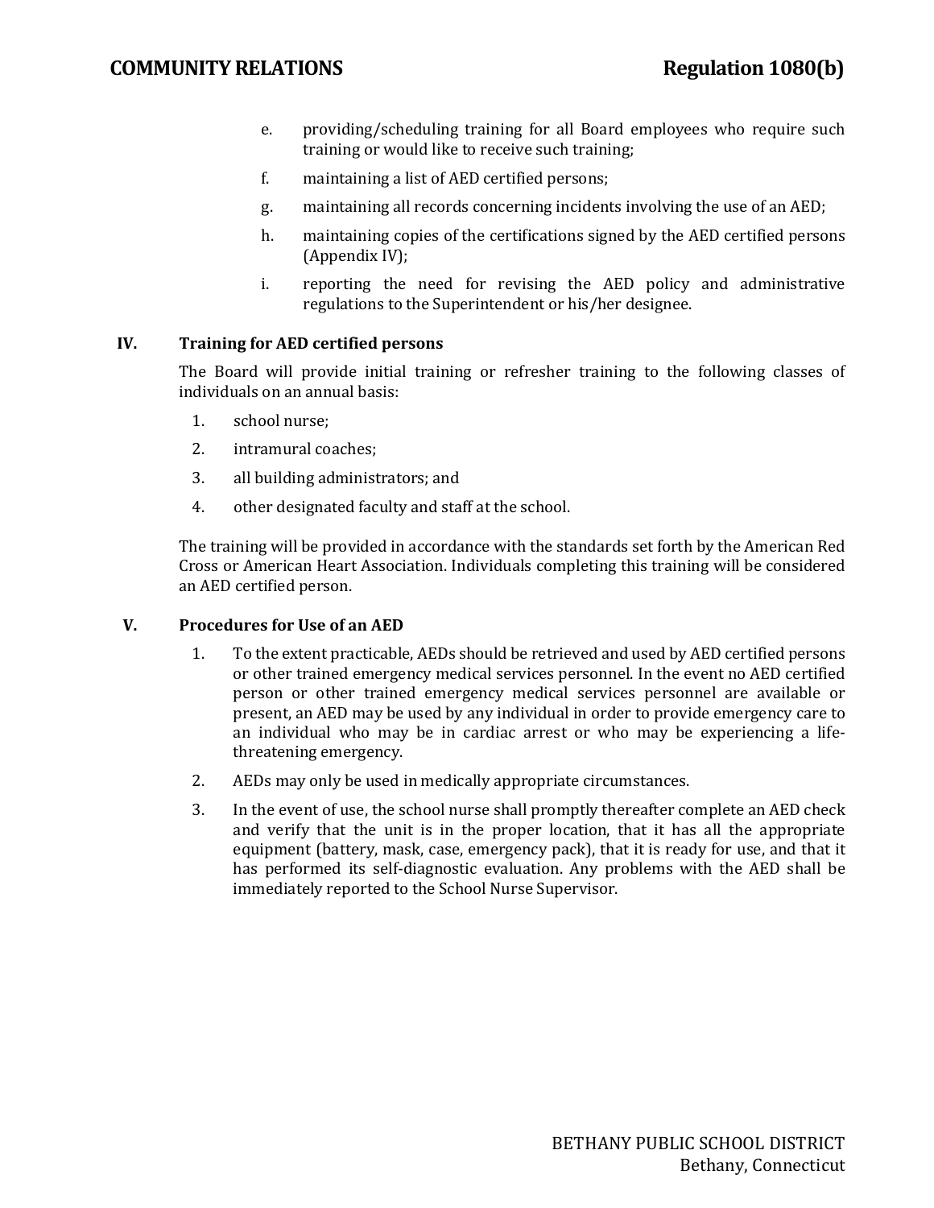e. providing/scheduling training for all Board employees who require such training or would like to receive such training;

f. maintaining a list of AED certified persons;

g. maintaining all records concerning incidents involving the use of an AED;

h. maintaining copies of the certifications signed by the AED certified persons (Appendix IV);

i. reporting the need for revising the AED policy and administrative regulations to the Superintendent or his/her designee.

## IV. Training for AED certified persons

The Board will provide initial training or refresher training to the following classes of individuals on an annual basis:

1. school nurse;
2. intramural coaches;
3. all building administrators; and
4. other designated faculty and staff at the school.

The training will be provided in accordance with the standards set forth by the American Red Cross or American Heart Association. Individuals completing this training will be considered an AED certified person.

## V. Procedures for Use of an AED

1. To the extent practicable, AEDs should be retrieved and used by AED certified persons or other trained emergency medical services personnel. In the event no AED certified person or other trained emergency medical services personnel are available or present, an AED may be used by any individual in order to provide emergency care to an individual who may be in cardiac arrest or who may be experiencing a life-threatening emergency.

2. AEDs may only be used in medically appropriate circumstances.

3. In the event of use, the school nurse shall promptly thereafter complete an AED check and verify that the unit is in the proper location, that it has all the appropriate equipment (battery, mask, case, emergency pack), that it is ready for use, and that it has performed its self-diagnostic evaluation. Any problems with the AED shall be immediately reported to the School Nurse Supervisor.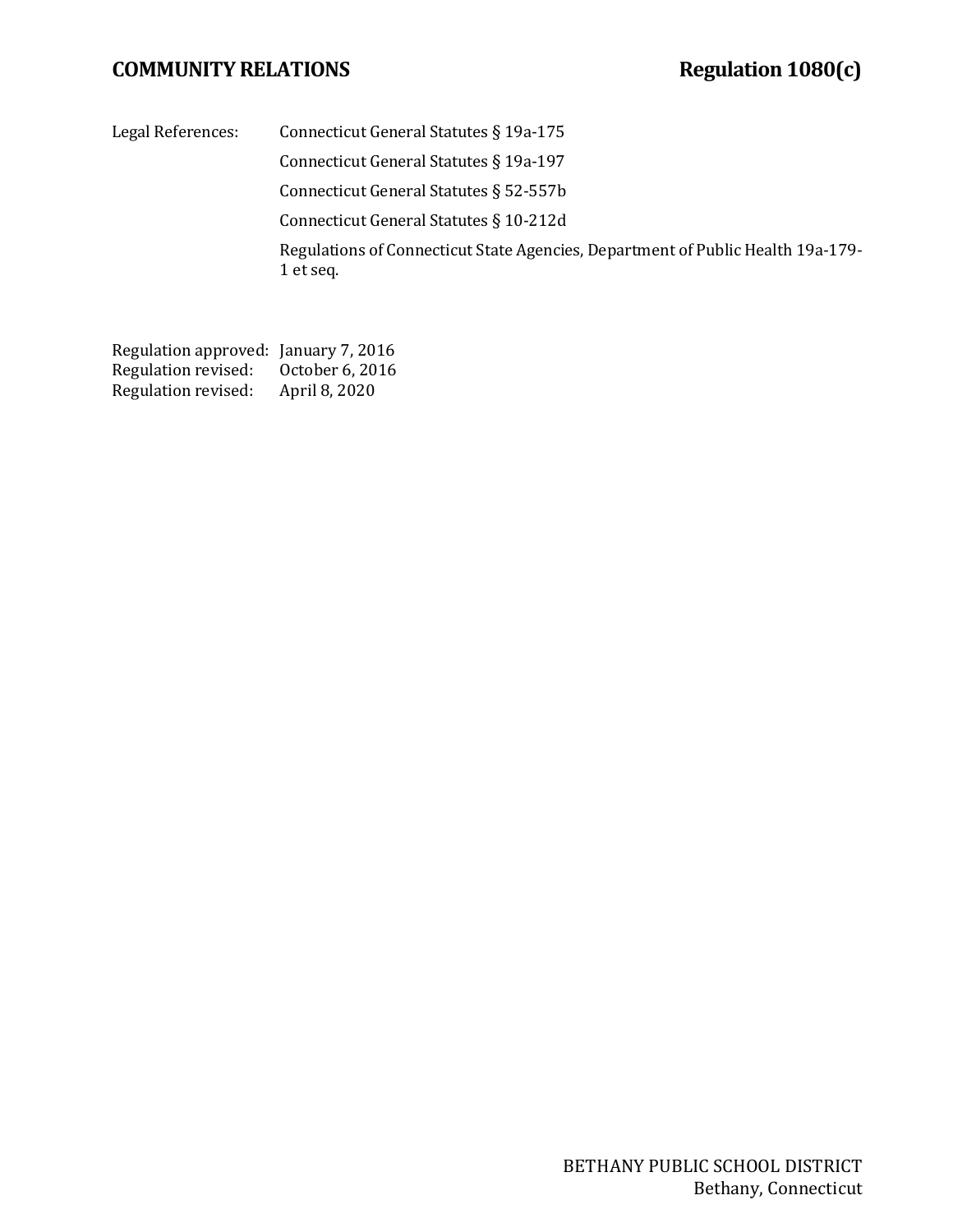Legal References:

Connecticut General Statutes § 19a-175

Connecticut General Statutes § 19a-197

Connecticut General Statutes § 52-557b

Connecticut General Statutes § 10-212d

Regulations of Connecticut State Agencies, Department of Public Health 19a-179-1 et seq.

Regulation approved: January 7, 2016
Regulation revised: October 6, 2016
Regulation revised: April 8, 2020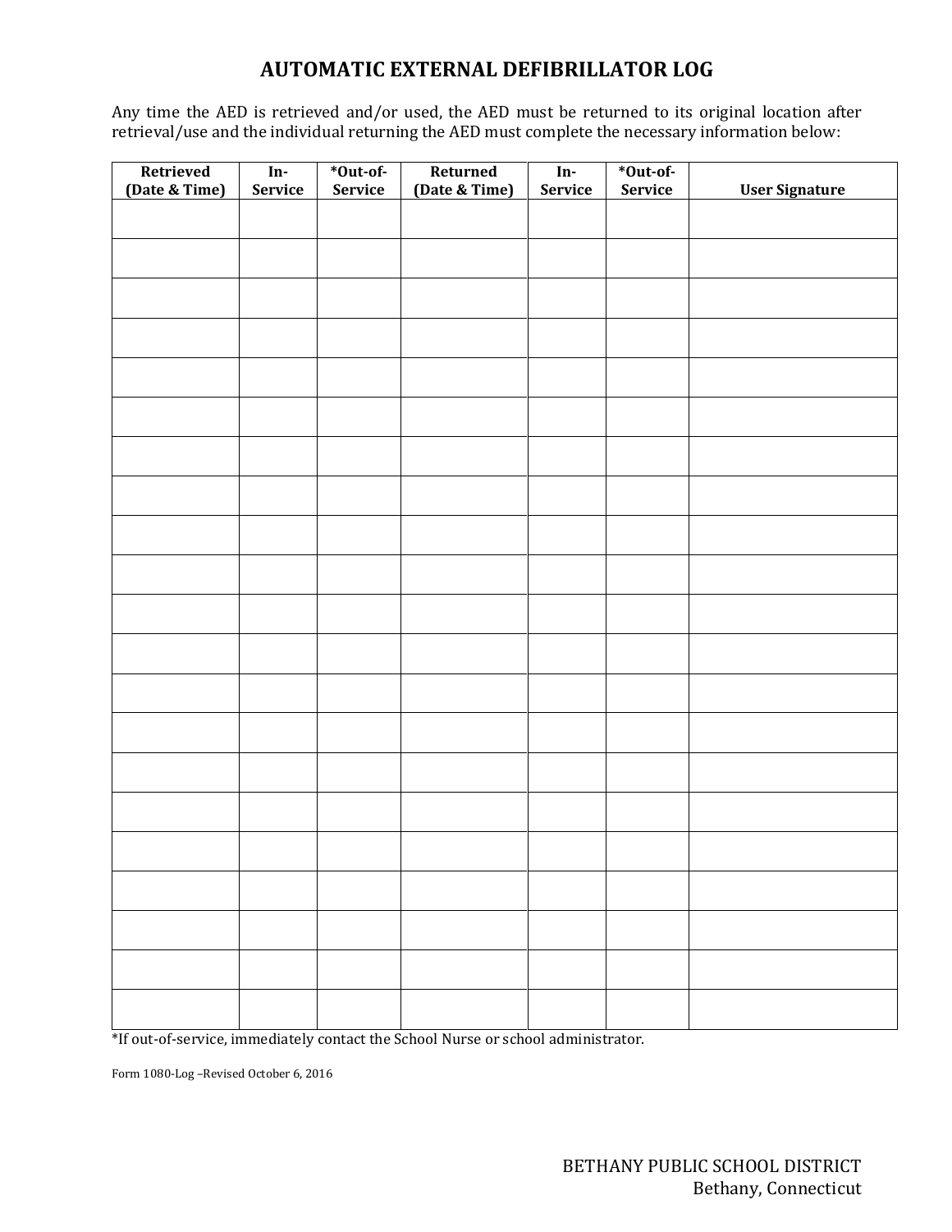# AUTOMATIC EXTERNAL DEFIBRILLATOR LOG

Any time the AED is retrieved and/or used, the AED must be returned to its original location after retrieval/use and the individual returning the AED must complete the necessary information below:

| Retrieved (Date & Time) | In-Service | *Out-of-Service | Returned (Date & Time) | In-Service | *Out-of-Service | User Signature |
|---|---|---|---|---|---|---|
| | | | | | | |
| | | | | | | |
| | | | | | | |
| | | | | | | |
| | | | | | | |
| | | | | | | |
| | | | | | | |
| | | | | | | |
| | | | | | | |
| | | | | | | |
| | | | | | | |
| | | | | | | |
| | | | | | | |
| | | | | | | |
| | | | | | | |
| | | | | | | |
| | | | | | | |
| | | | | | | |
| | | | | | | |
| | | | | | | |
| | | | | | | |

*If out-of-service, immediately contact the School Nurse or school administrator.

Form 1080-Log –Revised October 6, 2016

BETHANY PUBLIC SCHOOL DISTRICT
Bethany, Connecticut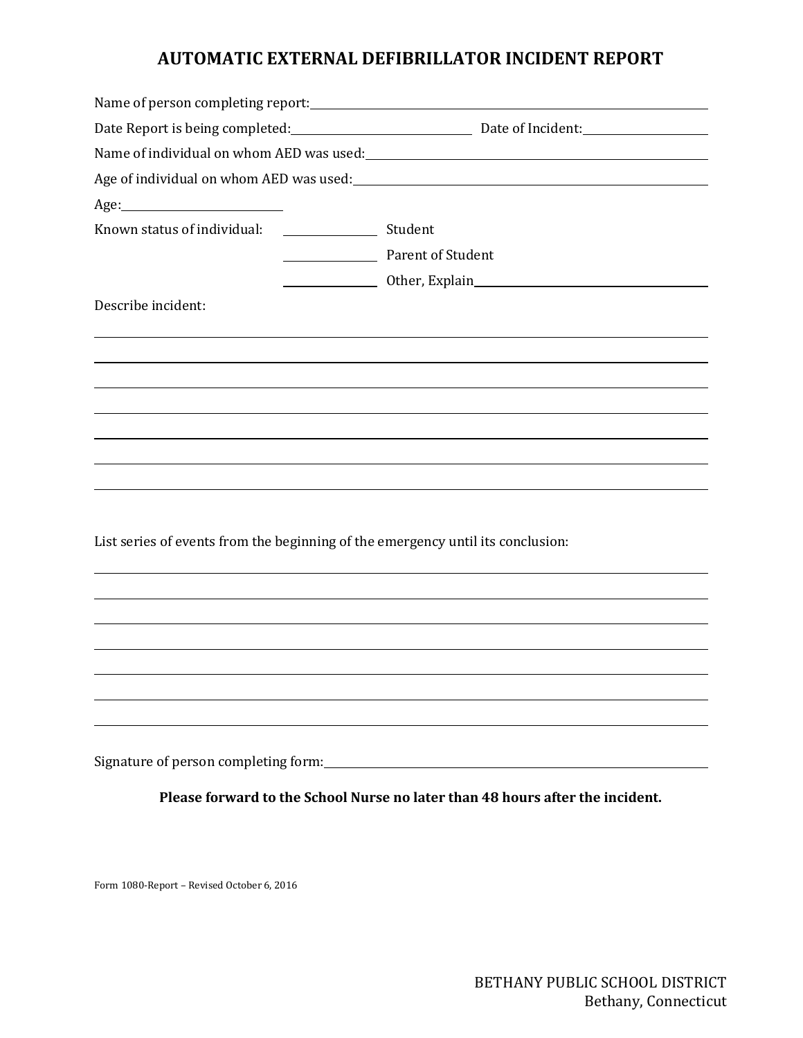# AUTOMATIC EXTERNAL DEFIBRILLATOR INCIDENT REPORT

Name of person completing report: ______________________________________________

Date Report is being completed: ______________________ Date of Incident: ________________

Name of individual on whom AED was used: ______________________________________

Age of individual on whom AED was used: _______________________________________

Age: ____________________

Known status of individual: __________ Student

__________ Parent of Student

__________ Other, Explain ______________________________

Describe incident:

______________________________________________________________________________

______________________________________________________________________________

______________________________________________________________________________

______________________________________________________________________________

______________________________________________________________________________

______________________________________________________________________________

______________________________________________________________________________

List series of events from the beginning of the emergency until its conclusion:

______________________________________________________________________________

______________________________________________________________________________

______________________________________________________________________________

______________________________________________________________________________

______________________________________________________________________________

______________________________________________________________________________

______________________________________________________________________________

Signature of person completing form: __________________________________________

**Please forward to the School Nurse no later than 48 hours after the incident.**

Form 1080-Report – Revised October 6, 2016

BETHANY PUBLIC SCHOOL DISTRICT
Bethany, Connecticut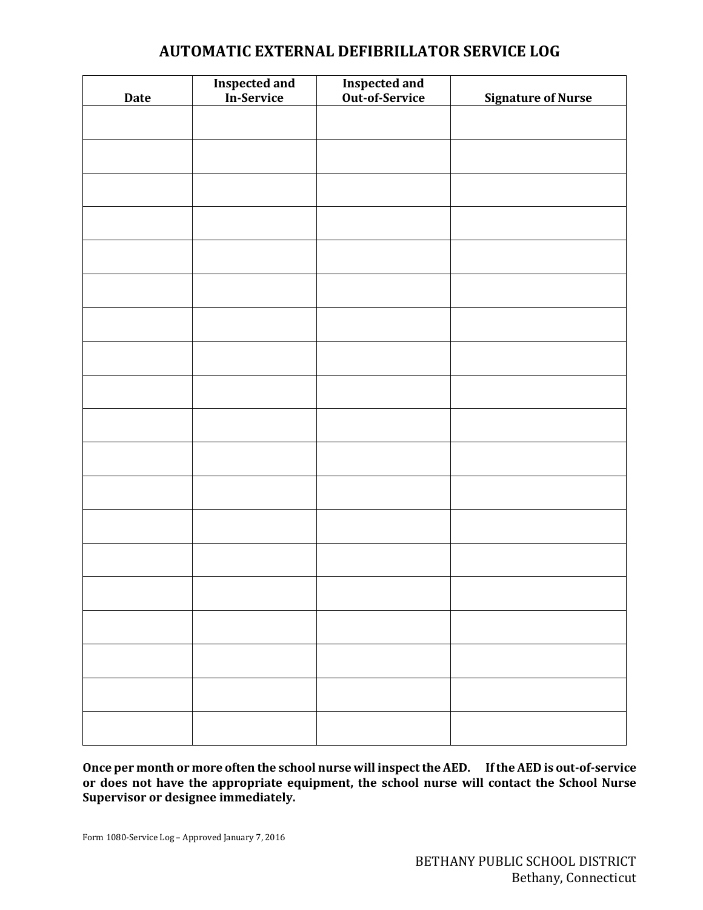# AUTOMATIC EXTERNAL DEFIBRILLATOR SERVICE LOG

| Date | Inspected and In-Service | Inspected and Out-of-Service | Signature of Nurse |
|---|---|---|---|
| | | | |
| | | | |
| | | | |
| | | | |
| | | | |
| | | | |
| | | | |
| | | | |
| | | | |
| | | | |
| | | | |
| | | | |
| | | | |
| | | | |
| | | | |
| | | | |
| | | | |
| | | | |
| | | | |

**Once per month or more often the school nurse will inspect the AED. If the AED is out-of-service or does not have the appropriate equipment, the school nurse will contact the School Nurse Supervisor or designee immediately.**

Form 1080-Service Log – Approved January 7, 2016

BETHANY PUBLIC SCHOOL DISTRICT
Bethany, Connecticut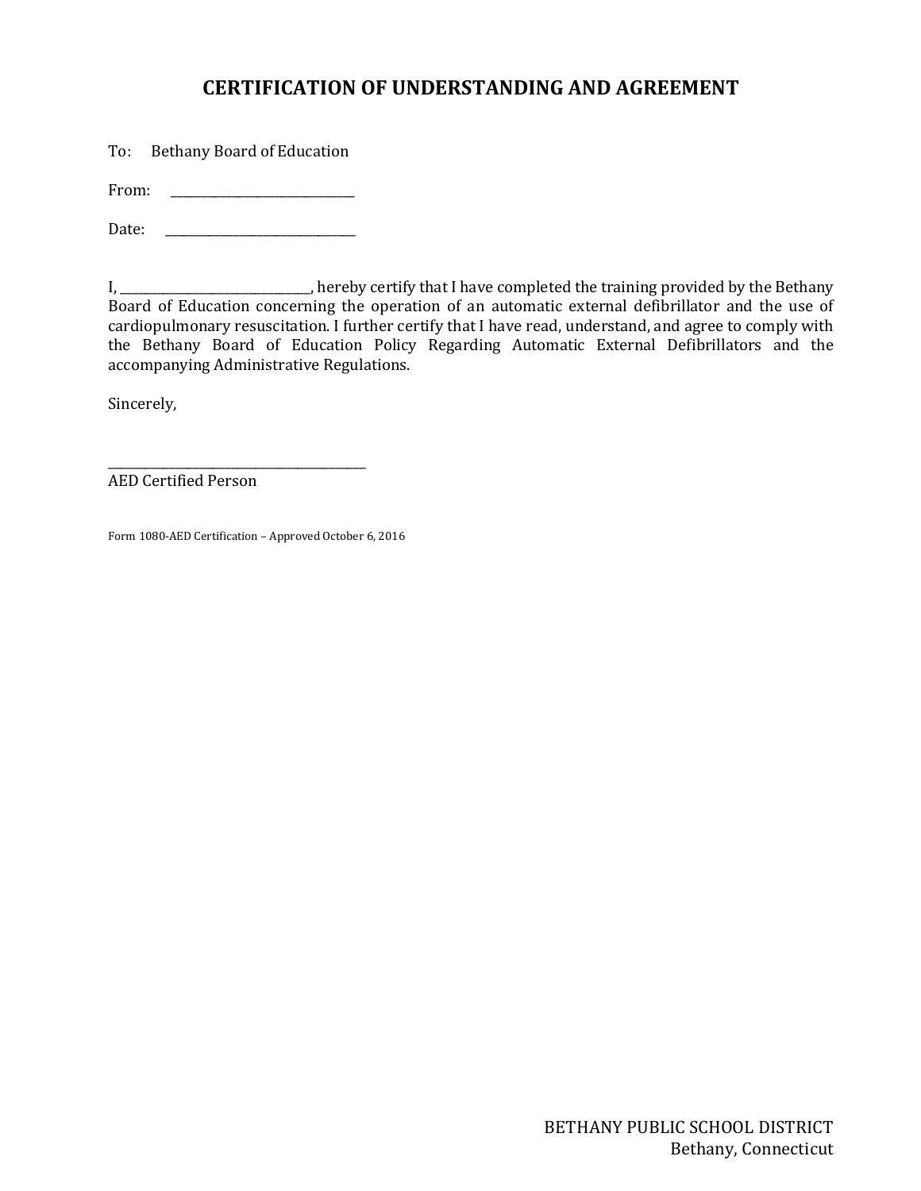# CERTIFICATION OF UNDERSTANDING AND AGREEMENT

To: Bethany Board of Education

From: ______________________________

Date: ______________________________

I, ______________________________, hereby certify that I have completed the training provided by the Bethany Board of Education concerning the operation of an automatic external defibrillator and the use of cardiopulmonary resuscitation. I further certify that I have read, understand, and agree to comply with the Bethany Board of Education Policy Regarding Automatic External Defibrillators and the accompanying Administrative Regulations.

Sincerely,

__________________________________________

AED Certified Person

Form 1080-AED Certification – Approved October 6, 2016

BETHANY PUBLIC SCHOOL DISTRICT
Bethany, Connecticut